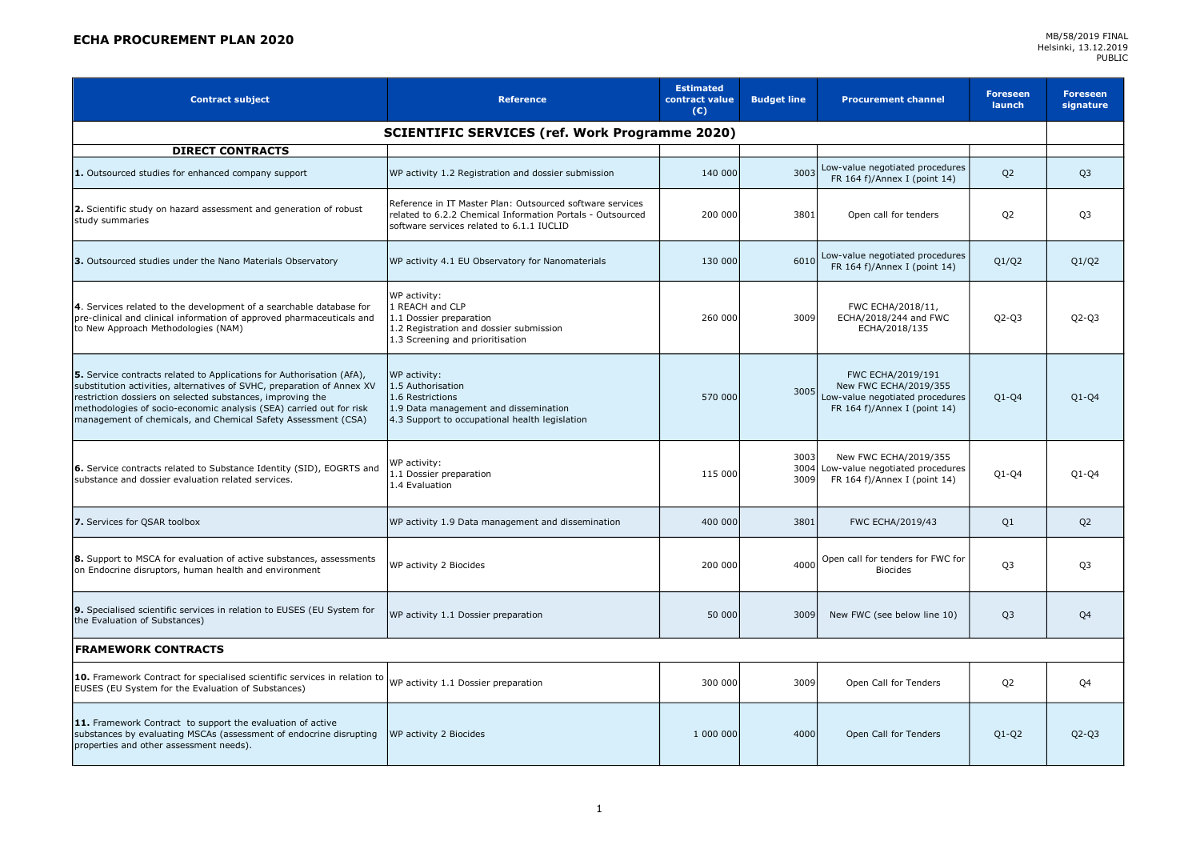# ECHA PROCUREMENT PLAN 2020

MB/58/2019 FINAL
Helsinki, 13.12.2019
PUBLIC

| Contract subject | Reference | Estimated contract value (€) | Budget line | Procurement channel | Foreseen launch | Foreseen signature |
|---|---|---|---|---|---|---|
| **SCIENTIFIC SERVICES (ref. Work Programme 2020)** | | | | | | |
| **DIRECT CONTRACTS** | | | | | | |
| **1.** Outsourced studies for enhanced company support | WP activity 1.2 Registration and dossier submission | 140 000 | 3003 | Low-value negotiated procedures FR 164 f)/Annex I (point 14) | Q2 | Q3 |
| **2.** Scientific study on hazard assessment and generation of robust study summaries | Reference in IT Master Plan: Outsourced software services related to 6.2.2 Chemical Information Portals - Outsourced software services related to 6.1.1 IUCLID | 200 000 | 3801 | Open call for tenders | Q2 | Q3 |
| **3.** Outsourced studies under the Nano Materials Observatory | WP activity 4.1 EU Observatory for Nanomaterials | 130 000 | 6010 | Low-value negotiated procedures FR 164 f)/Annex I (point 14) | Q1/Q2 | Q1/Q2 |
| **4**. Services related to the development of a searchable database for pre-clinical and clinical information of approved pharmaceuticals and to New Approach Methodologies (NAM) | WP activity:<br>1 REACH and CLP<br>1.1 Dossier preparation<br>1.2 Registration and dossier submission<br>1.3 Screening and prioritisation | 260 000 | 3009 | FWC ECHA/2018/11, ECHA/2018/244 and FWC ECHA/2018/135 | Q2-Q3 | Q2-Q3 |
| **5.** Service contracts related to Applications for Authorisation (AfA), substitution activities, alternatives of SVHC, preparation of Annex XV restriction dossiers on selected substances, improving the methodologies of socio-economic analysis (SEA) carried out for risk management of chemicals, and Chemical Safety Assessment (CSA) | WP activity:<br>1.5 Authorisation<br>1.6 Restrictions<br>1.9 Data management and dissemination<br>4.3 Support to occupational health legislation | 570 000 | 3005 | FWC ECHA/2019/191<br>New FWC ECHA/2019/355<br>Low-value negotiated procedures FR 164 f)/Annex I (point 14) | Q1-Q4 | Q1-Q4 |
| **6.** Service contracts related to Substance Identity (SID), EOGRTS and substance and dossier evaluation related services. | WP activity:<br>1.1 Dossier preparation<br>1.4 Evaluation | 115 000 | 3003<br>3004<br>3009 | New FWC ECHA/2019/355<br>Low-value negotiated procedures FR 164 f)/Annex I (point 14) | Q1-Q4 | Q1-Q4 |
| **7.** Services for QSAR toolbox | WP activity 1.9 Data management and dissemination | 400 000 | 3801 | FWC ECHA/2019/43 | Q1 | Q2 |
| **8.** Support to MSCA for evaluation of active substances, assessments on Endocrine disruptors, human health and environment | WP activity 2 Biocides | 200 000 | 4000 | Open call for tenders for FWC for Biocides | Q3 | Q3 |
| **9.** Specialised scientific services in relation to EUSES (EU System for the Evaluation of Substances) | WP activity 1.1 Dossier preparation | 50 000 | 3009 | New FWC (see below line 10) | Q3 | Q4 |
| **FRAMEWORK CONTRACTS** | | | | | | |
| **10.** Framework Contract for specialised scientific services in relation to EUSES (EU System for the Evaluation of Substances) | WP activity 1.1 Dossier preparation | 300 000 | 3009 | Open Call for Tenders | Q2 | Q4 |
| **11.** Framework Contract to support the evaluation of active substances by evaluating MSCAs (assessment of endocrine disrupting properties and other assessment needs). | WP activity 2 Biocides | 1 000 000 | 4000 | Open Call for Tenders | Q1-Q2 | Q2-Q3 |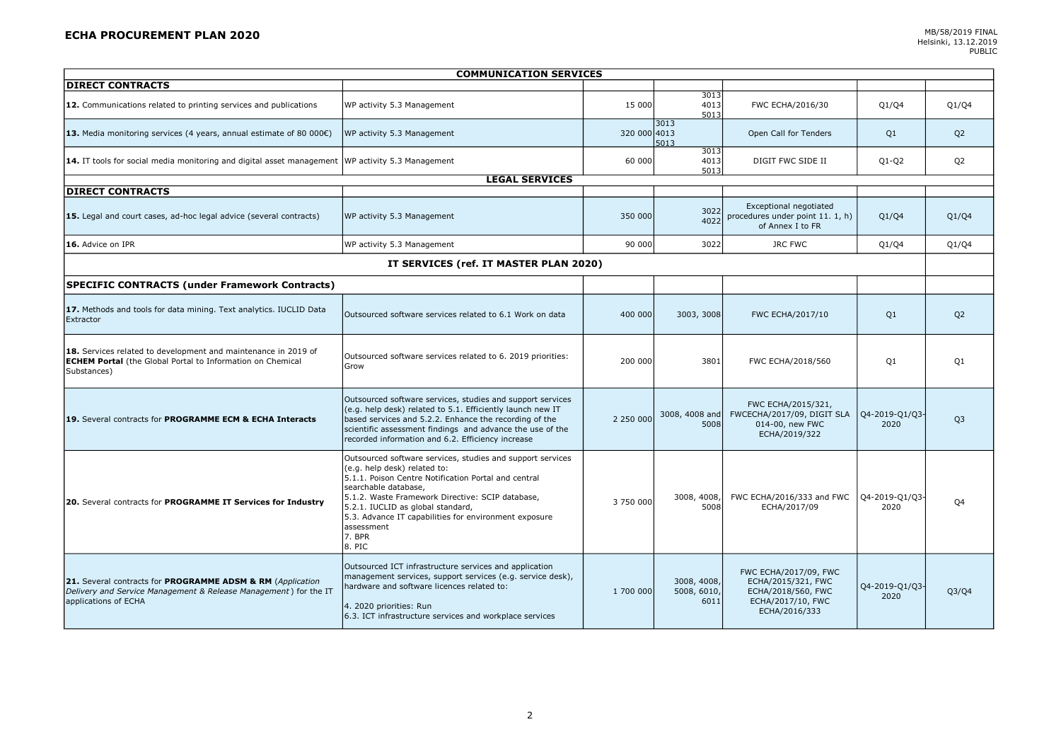## ECHA PROCUREMENT PLAN 2020

MB/58/2019 FINAL
Helsinki, 13.12.2019
PUBLIC

| | | | | | | |
|---|---|---|---|---|---|---|
| **COMMUNICATION SERVICES** | | | | | | |
| **DIRECT CONTRACTS** | | | | | | |
| **12.** Communications related to printing services and publications | WP activity 5.3 Management | 15 000 | 3013 4013 5013 | FWC ECHA/2016/30 | Q1/Q4 | Q1/Q4 |
| **13.** Media monitoring services (4 years, annual estimate of 80 000€) | WP activity 5.3 Management | 320 000 | 3013 4013 5013 | Open Call for Tenders | Q1 | Q2 |
| **14.** IT tools for social media monitoring and digital asset management | WP activity 5.3 Management | 60 000 | 3013 4013 5013 | DIGIT FWC SIDE II | Q1-Q2 | Q2 |
| **LEGAL SERVICES** | | | | | | |
| **DIRECT CONTRACTS** | | | | | | |
| **15.** Legal and court cases, ad-hoc legal advice (several contracts) | WP activity 5.3 Management | 350 000 | 3022 4022 | Exceptional negotiated procedures under point 11. 1, h) of Annex I to FR | Q1/Q4 | Q1/Q4 |
| **16.** Advice on IPR | WP activity 5.3 Management | 90 000 | 3022 | JRC FWC | Q1/Q4 | Q1/Q4 |
| **IT SERVICES (ref. IT MASTER PLAN 2020)** | | | | | | |
| **SPECIFIC CONTRACTS (under Framework Contracts)** | | | | | | |
| **17.** Methods and tools for data mining. Text analytics. IUCLID Data Extractor | Outsourced software services related to 6.1 Work on data | 400 000 | 3003, 3008 | FWC ECHA/2017/10 | Q1 | Q2 |
| **18.** Services related to development and maintenance in 2019 of **ECHEM Portal** (the Global Portal to Information on Chemical Substances) | Outsourced software services related to 6. 2019 priorities: Grow | 200 000 | 3801 | FWC ECHA/2018/560 | Q1 | Q1 |
| **19.** Several contracts for **PROGRAMME ECM & ECHA Interacts** | Outsourced software services, studies and support services (e.g. help desk) related to 5.1. Efficiently launch new IT based services and 5.2.2. Enhance the recording of the scientific assessment findings and advance the use of the recorded information and 6.2. Efficiency increase | 2 250 000 | 3008, 4008 and 5008 | FWC ECHA/2015/321, FWCECHA/2017/09, DIGIT SLA 014-00, new FWC ECHA/2019/322 | Q4-2019-Q1/Q3-2020 | Q3 |
| **20.** Several contracts for **PROGRAMME IT Services for Industry** | Outsourced software services, studies and support services (e.g. help desk) related to:<br>5.1.1. Poison Centre Notification Portal and central searchable database,<br>5.1.2. Waste Framework Directive: SCIP database,<br>5.2.1. IUCLID as global standard,<br>5.3. Advance IT capabilities for environment exposure assessment<br>7. BPR<br>8. PIC | 3 750 000 | 3008, 4008, 5008 | FWC ECHA/2016/333 and FWC ECHA/2017/09 | Q4-2019-Q1/Q3-2020 | Q4 |
| **21.** Several contracts for **PROGRAMME ADSM & RM** (*Application Delivery and Service Management & Release Management*) for the IT applications of ECHA | Outsourced ICT infrastructure services and application management services, support services (e.g. service desk), hardware and software licences related to:<br><br>4. 2020 priorities: Run<br>6.3. ICT infrastructure services and workplace services | 1 700 000 | 3008, 4008, 5008, 6010, 6011 | FWC ECHA/2017/09, FWC ECHA/2015/321, FWC ECHA/2018/560, FWC ECHA/2017/10, FWC ECHA/2016/333 | Q4-2019-Q1/Q3-2020 | Q3/Q4 |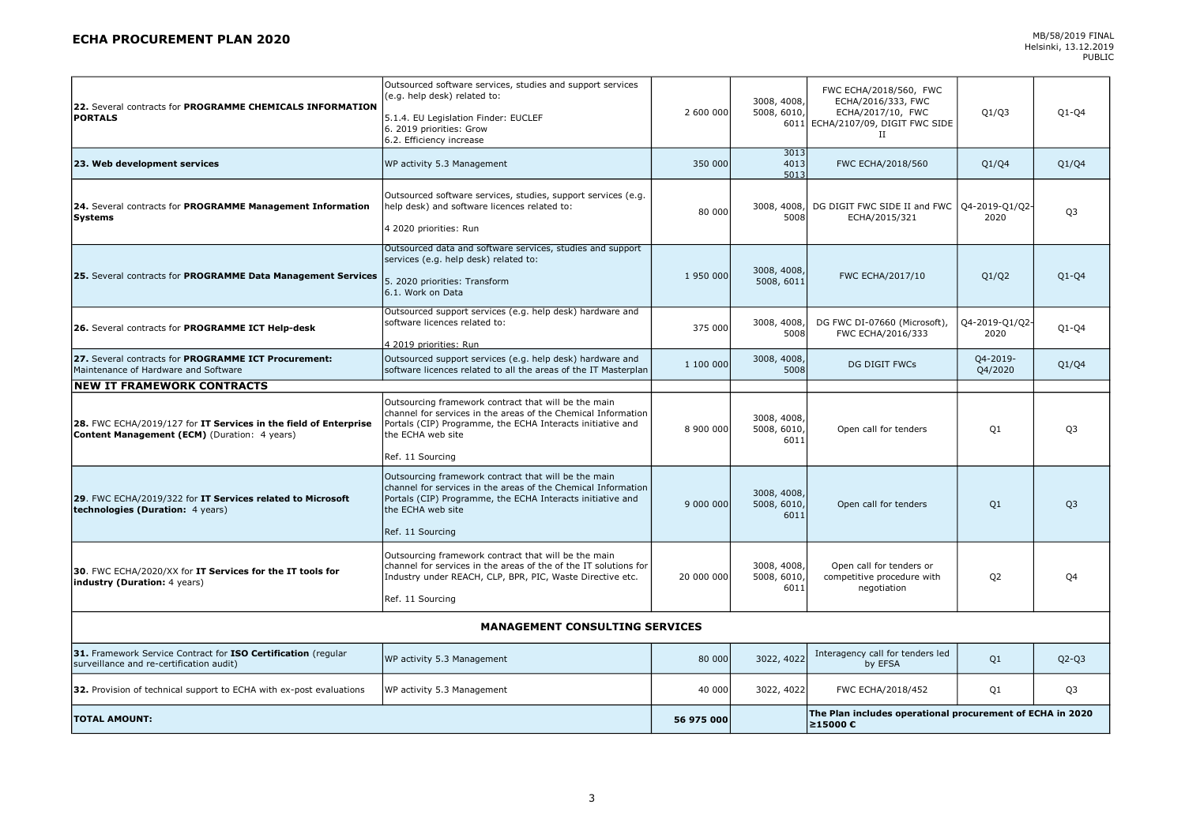| | | | | | | |
|---|---|---|---|---|---|---|
| 22. Several contracts for **PROGRAMME CHEMICALS INFORMATION PORTALS** | Outsourced software services, studies and support services (e.g. help desk) related to:<br><br>5.1.4. EU Legislation Finder: EUCLEF<br>6. 2019 priorities: Grow<br>6.2. Efficiency increase | 2 600 000 | 3008, 4008, 5008, 6010, 6011 | FWC ECHA/2018/560, FWC ECHA/2016/333, FWC ECHA/2017/10, FWC ECHA/2107/09, DIGIT FWC SIDE II | Q1/Q3 | Q1-Q4 |
| **23. Web development services** | WP activity 5.3 Management | 350 000 | 3013 4013 5013 | FWC ECHA/2018/560 | Q1/Q4 | Q1/Q4 |
| **24.** Several contracts for **PROGRAMME Management Information Systems** | Outsourced software services, studies, support services (e.g. help desk) and software licences related to:<br><br>4 2020 priorities: Run | 80 000 | 3008, 4008, 5008 | DG DIGIT FWC SIDE II and FWC ECHA/2015/321 | Q4-2019-Q1/Q2-2020 | Q3 |
| **25.** Several contracts for **PROGRAMME Data Management Services** | Outsourced data and software services, studies and support services (e.g. help desk) related to:<br><br>5. 2020 priorities: Transform<br>6.1. Work on Data | 1 950 000 | 3008, 4008, 5008, 6011 | FWC ECHA/2017/10 | Q1/Q2 | Q1-Q4 |
| **26.** Several contracts for **PROGRAMME ICT Help-desk** | Outsourced support services (e.g. help desk) hardware and software licences related to:<br><br>4 2019 priorities: Run | 375 000 | 3008, 4008, 5008 | DG FWC DI-07660 (Microsoft), FWC ECHA/2016/333 | Q4-2019-Q1/Q2-2020 | Q1-Q4 |
| **27.** Several contracts for **PROGRAMME ICT Procurement:** Maintenance of Hardware and Software | Outsourced support services (e.g. help desk) hardware and software licences related to all the areas of the IT Masterplan | 1 100 000 | 3008, 4008, 5008 | DG DIGIT FWCs | Q4-2019-Q4/2020 | Q1/Q4 |
| **NEW IT FRAMEWORK CONTRACTS** | | | | | | |
| **28.** FWC ECHA/2019/127 for **IT Services in the field of Enterprise Content Management (ECM)** (Duration: 4 years) | Outsourcing framework contract that will be the main channel for services in the areas of the Chemical Information Portals (CIP) Programme, the ECHA Interacts initiative and the ECHA web site<br><br>Ref. 11 Sourcing | 8 900 000 | 3008, 4008, 5008, 6010, 6011 | Open call for tenders | Q1 | Q3 |
| **29**. FWC ECHA/2019/322 for **IT Services related to Microsoft technologies (Duration:** 4 years) | Outsourcing framework contract that will be the main channel for services in the areas of the Chemical Information Portals (CIP) Programme, the ECHA Interacts initiative and the ECHA web site<br><br>Ref. 11 Sourcing | 9 000 000 | 3008, 4008, 5008, 6010, 6011 | Open call for tenders | Q1 | Q3 |
| **30**. FWC ECHA/2020/XX for **IT Services for the IT tools for industry (Duration:** 4 years) | Outsourcing framework contract that will be the main channel for services in the areas of the of the IT solutions for Industry under REACH, CLP, BPR, PIC, Waste Directive etc.<br><br>Ref. 11 Sourcing | 20 000 000 | 3008, 4008, 5008, 6010, 6011 | Open call for tenders or competitive procedure with negotiation | Q2 | Q4 |
| **MANAGEMENT CONSULTING SERVICES** | | | | | | |
| **31.** Framework Service Contract for **ISO Certification** (regular surveillance and re-certification audit) | WP activity 5.3 Management | 80 000 | 3022, 4022 | Interagency call for tenders led by EFSA | Q1 | Q2-Q3 |
| **32.** Provision of technical support to ECHA with ex-post evaluations | WP activity 5.3 Management | 40 000 | 3022, 4022 | FWC ECHA/2018/452 | Q1 | Q3 |
| **TOTAL AMOUNT:** | | **56 975 000** | | **The Plan includes operational procurement of ECHA in 2020 ≥15000 €** | | |